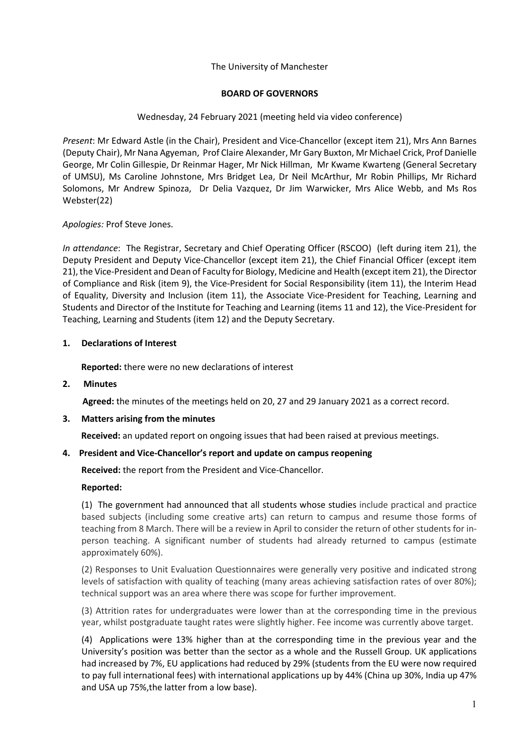The University of Manchester

**BOARD OF GOVERNORS**

Wednesday, 24 February 2021 (meeting held via video conference)

*Present*: Mr Edward Astle (in the Chair), President and Vice-Chancellor (except item 21), Mrs Ann Barnes (Deputy Chair), Mr Nana Agyeman, Prof Claire Alexander, Mr Gary Buxton, Mr Michael Crick, Prof Danielle George, Mr Colin Gillespie, Dr Reinmar Hager, Mr Nick Hillman, Mr Kwame Kwarteng (General Secretary of UMSU), Ms Caroline Johnstone, Mrs Bridget Lea, Dr Neil McArthur, Mr Robin Phillips, Mr Richard Solomons, Mr Andrew Spinoza, Dr Delia Vazquez, Dr Jim Warwicker, Mrs Alice Webb, and Ms Ros Webster(22)

*Apologies:* Prof Steve Jones.

*In attendance*: The Registrar, Secretary and Chief Operating Officer (RSCOO) (left during item 21), the Deputy President and Deputy Vice-Chancellor (except item 21), the Chief Financial Officer (except item 21), the Vice-President and Dean of Faculty for Biology, Medicine and Health (except item 21), the Director of Compliance and Risk (item 9), the Vice-President for Social Responsibility (item 11), the Interim Head of Equality, Diversity and Inclusion (item 11), the Associate Vice-President for Teaching, Learning and Students and Director of the Institute for Teaching and Learning (items 11 and 12), the Vice-President for Teaching, Learning and Students (item 12) and the Deputy Secretary.

## 1. Declarations of Interest

**Reported:** there were no new declarations of interest

## 2. Minutes

**Agreed:** the minutes of the meetings held on 20, 27 and 29 January 2021 as a correct record.

## 3. Matters arising from the minutes

**Received:** an updated report on ongoing issues that had been raised at previous meetings.

## 4. President and Vice-Chancellor's report and update on campus reopening

**Received:** the report from the President and Vice-Chancellor.

**Reported:**

(1) The government had announced that all students whose studies include practical and practice based subjects (including some creative arts) can return to campus and resume those forms of teaching from 8 March. There will be a review in April to consider the return of other students for in-person teaching. A significant number of students had already returned to campus (estimate approximately 60%).

(2) Responses to Unit Evaluation Questionnaires were generally very positive and indicated strong levels of satisfaction with quality of teaching (many areas achieving satisfaction rates of over 80%); technical support was an area where there was scope for further improvement.

(3) Attrition rates for undergraduates were lower than at the corresponding time in the previous year, whilst postgraduate taught rates were slightly higher. Fee income was currently above target.

(4) Applications were 13% higher than at the corresponding time in the previous year and the University's position was better than the sector as a whole and the Russell Group. UK applications had increased by 7%, EU applications had reduced by 29% (students from the EU were now required to pay full international fees) with international applications up by 44% (China up 30%, India up 47% and USA up 75%,the latter from a low base).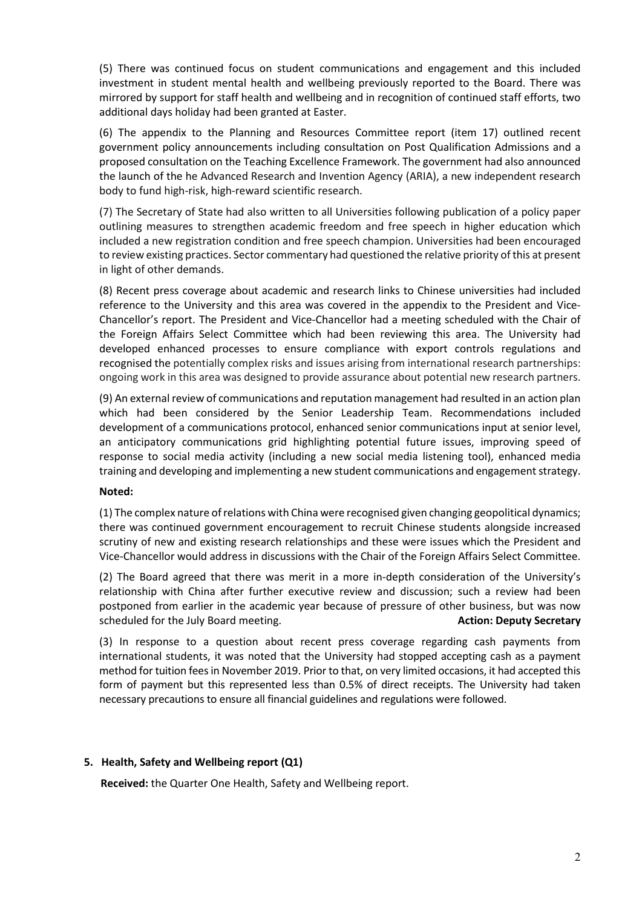(5) There was continued focus on student communications and engagement and this included investment in student mental health and wellbeing previously reported to the Board. There was mirrored by support for staff health and wellbeing and in recognition of continued staff efforts, two additional days holiday had been granted at Easter.

(6) The appendix to the Planning and Resources Committee report (item 17) outlined recent government policy announcements including consultation on Post Qualification Admissions and a proposed consultation on the Teaching Excellence Framework. The government had also announced the launch of the he Advanced Research and Invention Agency (ARIA), a new independent research body to fund high-risk, high-reward scientific research.

(7) The Secretary of State had also written to all Universities following publication of a policy paper outlining measures to strengthen academic freedom and free speech in higher education which included a new registration condition and free speech champion. Universities had been encouraged to review existing practices. Sector commentary had questioned the relative priority of this at present in light of other demands.

(8) Recent press coverage about academic and research links to Chinese universities had included reference to the University and this area was covered in the appendix to the President and Vice-Chancellor's report. The President and Vice-Chancellor had a meeting scheduled with the Chair of the Foreign Affairs Select Committee which had been reviewing this area. The University had developed enhanced processes to ensure compliance with export controls regulations and recognised the potentially complex risks and issues arising from international research partnerships: ongoing work in this area was designed to provide assurance about potential new research partners.

(9) An external review of communications and reputation management had resulted in an action plan which had been considered by the Senior Leadership Team. Recommendations included development of a communications protocol, enhanced senior communications input at senior level, an anticipatory communications grid highlighting potential future issues, improving speed of response to social media activity (including a new social media listening tool), enhanced media training and developing and implementing a new student communications and engagement strategy.

**Noted:**

(1) The complex nature of relations with China were recognised given changing geopolitical dynamics; there was continued government encouragement to recruit Chinese students alongside increased scrutiny of new and existing research relationships and these were issues which the President and Vice-Chancellor would address in discussions with the Chair of the Foreign Affairs Select Committee.

(2) The Board agreed that there was merit in a more in-depth consideration of the University's relationship with China after further executive review and discussion; such a review had been postponed from earlier in the academic year because of pressure of other business, but was now scheduled for the July Board meeting. **Action: Deputy Secretary**

(3) In response to a question about recent press coverage regarding cash payments from international students, it was noted that the University had stopped accepting cash as a payment method for tuition fees in November 2019. Prior to that, on very limited occasions, it had accepted this form of payment but this represented less than 0.5% of direct receipts. The University had taken necessary precautions to ensure all financial guidelines and regulations were followed.

## 5. Health, Safety and Wellbeing report (Q1)

**Received:** the Quarter One Health, Safety and Wellbeing report.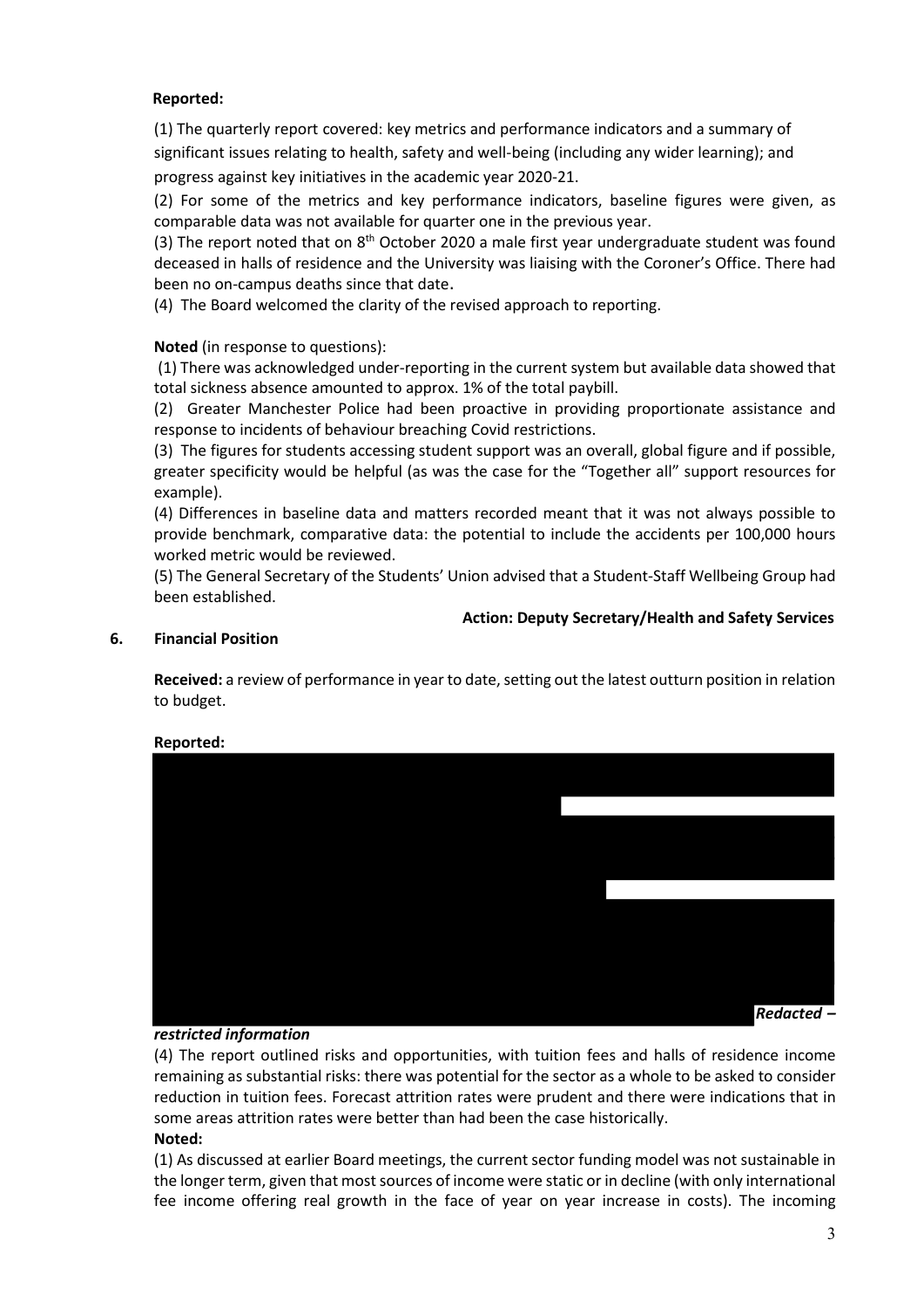**Reported:**

(1) The quarterly report covered: key metrics and performance indicators and a summary of significant issues relating to health, safety and well-being (including any wider learning); and progress against key initiatives in the academic year 2020-21.

(2) For some of the metrics and key performance indicators, baseline figures were given, as comparable data was not available for quarter one in the previous year.

(3) The report noted that on 8th October 2020 a male first year undergraduate student was found deceased in halls of residence and the University was liaising with the Coroner's Office. There had been no on-campus deaths since that date.

(4) The Board welcomed the clarity of the revised approach to reporting.

**Noted** (in response to questions):

(1) There was acknowledged under-reporting in the current system but available data showed that total sickness absence amounted to approx. 1% of the total paybill.

(2) Greater Manchester Police had been proactive in providing proportionate assistance and response to incidents of behaviour breaching Covid restrictions.

(3) The figures for students accessing student support was an overall, global figure and if possible, greater specificity would be helpful (as was the case for the "Together all" support resources for example).

(4) Differences in baseline data and matters recorded meant that it was not always possible to provide benchmark, comparative data: the potential to include the accidents per 100,000 hours worked metric would be reviewed.

(5) The General Secretary of the Students' Union advised that a Student-Staff Wellbeing Group had been established.

**Action: Deputy Secretary/Health and Safety Services**

## 6. Financial Position

**Received:** a review of performance in year to date, setting out the latest outturn position in relation to budget.

**Reported:**

***Redacted – restricted information***

(4) The report outlined risks and opportunities, with tuition fees and halls of residence income remaining as substantial risks: there was potential for the sector as a whole to be asked to consider reduction in tuition fees. Forecast attrition rates were prudent and there were indications that in some areas attrition rates were better than had been the case historically.

**Noted:**

(1) As discussed at earlier Board meetings, the current sector funding model was not sustainable in the longer term, given that most sources of income were static or in decline (with only international fee income offering real growth in the face of year on year increase in costs). The incoming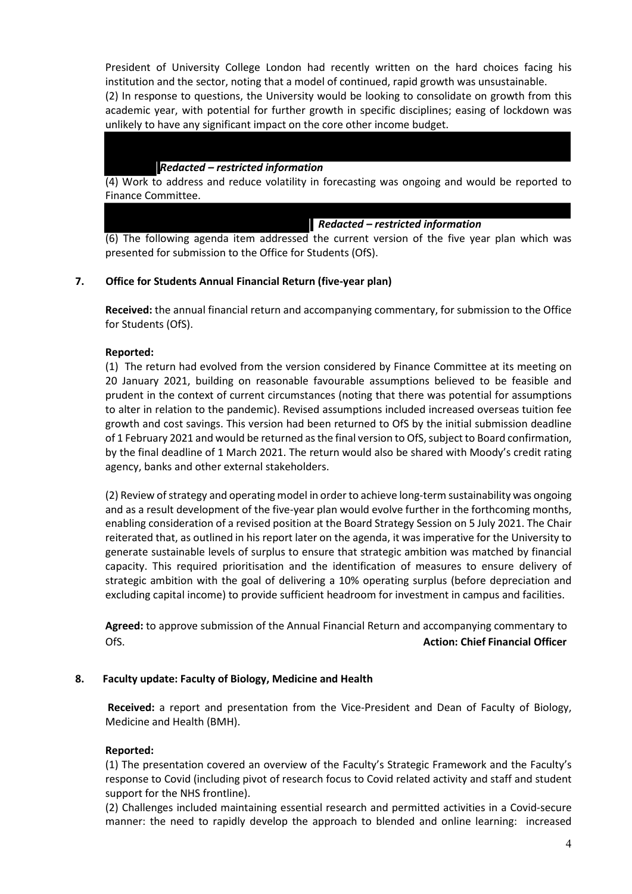President of University College London had recently written on the hard choices facing his institution and the sector, noting that a model of continued, rapid growth was unsustainable.

(2) In response to questions, the University would be looking to consolidate on growth from this academic year, with potential for further growth in specific disciplines; easing of lockdown was unlikely to have any significant impact on the core other income budget.

*Redacted – restricted information*

(4) Work to address and reduce volatility in forecasting was ongoing and would be reported to Finance Committee.

*Redacted – restricted information*

(6) The following agenda item addressed the current version of the five year plan which was presented for submission to the Office for Students (OfS).

## 7. Office for Students Annual Financial Return (five-year plan)

**Received:** the annual financial return and accompanying commentary, for submission to the Office for Students (OfS).

**Reported:**

(1) The return had evolved from the version considered by Finance Committee at its meeting on 20 January 2021, building on reasonable favourable assumptions believed to be feasible and prudent in the context of current circumstances (noting that there was potential for assumptions to alter in relation to the pandemic). Revised assumptions included increased overseas tuition fee growth and cost savings. This version had been returned to OfS by the initial submission deadline of 1 February 2021 and would be returned as the final version to OfS, subject to Board confirmation, by the final deadline of 1 March 2021. The return would also be shared with Moody's credit rating agency, banks and other external stakeholders.

(2) Review of strategy and operating model in order to achieve long-term sustainability was ongoing and as a result development of the five-year plan would evolve further in the forthcoming months, enabling consideration of a revised position at the Board Strategy Session on 5 July 2021. The Chair reiterated that, as outlined in his report later on the agenda, it was imperative for the University to generate sustainable levels of surplus to ensure that strategic ambition was matched by financial capacity. This required prioritisation and the identification of measures to ensure delivery of strategic ambition with the goal of delivering a 10% operating surplus (before depreciation and excluding capital income) to provide sufficient headroom for investment in campus and facilities.

**Agreed:** to approve submission of the Annual Financial Return and accompanying commentary to OfS. **Action: Chief Financial Officer**

## 8. Faculty update: Faculty of Biology, Medicine and Health

**Received:** a report and presentation from the Vice-President and Dean of Faculty of Biology, Medicine and Health (BMH).

**Reported:**

(1) The presentation covered an overview of the Faculty's Strategic Framework and the Faculty's response to Covid (including pivot of research focus to Covid related activity and staff and student support for the NHS frontline).

(2) Challenges included maintaining essential research and permitted activities in a Covid-secure manner: the need to rapidly develop the approach to blended and online learning: increased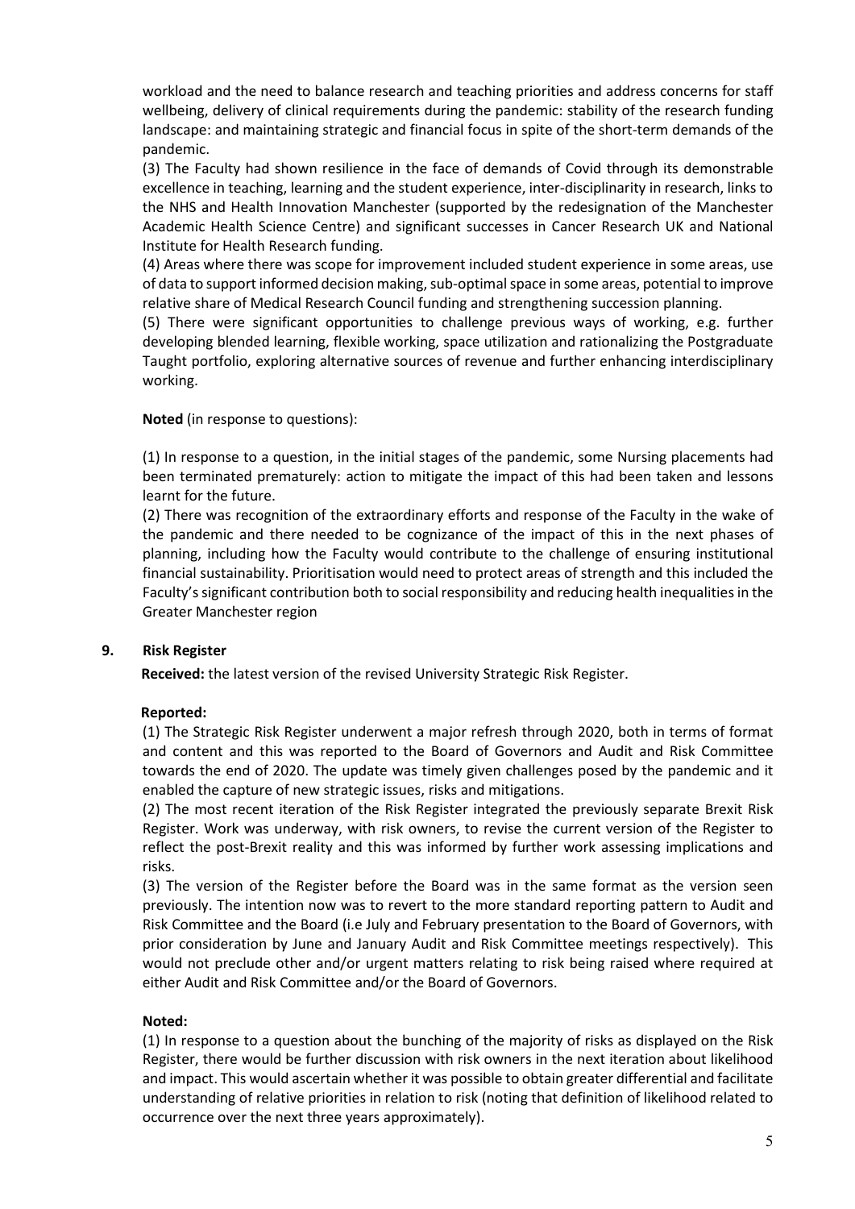workload and the need to balance research and teaching priorities and address concerns for staff wellbeing, delivery of clinical requirements during the pandemic: stability of the research funding landscape: and maintaining strategic and financial focus in spite of the short-term demands of the pandemic.

(3) The Faculty had shown resilience in the face of demands of Covid through its demonstrable excellence in teaching, learning and the student experience, inter-disciplinarity in research, links to the NHS and Health Innovation Manchester (supported by the redesignation of the Manchester Academic Health Science Centre) and significant successes in Cancer Research UK and National Institute for Health Research funding.

(4) Areas where there was scope for improvement included student experience in some areas, use of data to support informed decision making, sub-optimal space in some areas, potential to improve relative share of Medical Research Council funding and strengthening succession planning.

(5) There were significant opportunities to challenge previous ways of working, e.g. further developing blended learning, flexible working, space utilization and rationalizing the Postgraduate Taught portfolio, exploring alternative sources of revenue and further enhancing interdisciplinary working.

**Noted** (in response to questions):

(1) In response to a question, in the initial stages of the pandemic, some Nursing placements had been terminated prematurely: action to mitigate the impact of this had been taken and lessons learnt for the future.

(2) There was recognition of the extraordinary efforts and response of the Faculty in the wake of the pandemic and there needed to be cognizance of the impact of this in the next phases of planning, including how the Faculty would contribute to the challenge of ensuring institutional financial sustainability. Prioritisation would need to protect areas of strength and this included the Faculty's significant contribution both to social responsibility and reducing health inequalities in the Greater Manchester region

## 9. Risk Register

**Received:** the latest version of the revised University Strategic Risk Register.

**Reported:**

(1) The Strategic Risk Register underwent a major refresh through 2020, both in terms of format and content and this was reported to the Board of Governors and Audit and Risk Committee towards the end of 2020. The update was timely given challenges posed by the pandemic and it enabled the capture of new strategic issues, risks and mitigations.

(2) The most recent iteration of the Risk Register integrated the previously separate Brexit Risk Register. Work was underway, with risk owners, to revise the current version of the Register to reflect the post-Brexit reality and this was informed by further work assessing implications and risks.

(3) The version of the Register before the Board was in the same format as the version seen previously. The intention now was to revert to the more standard reporting pattern to Audit and Risk Committee and the Board (i.e July and February presentation to the Board of Governors, with prior consideration by June and January Audit and Risk Committee meetings respectively). This would not preclude other and/or urgent matters relating to risk being raised where required at either Audit and Risk Committee and/or the Board of Governors.

**Noted:**

(1) In response to a question about the bunching of the majority of risks as displayed on the Risk Register, there would be further discussion with risk owners in the next iteration about likelihood and impact. This would ascertain whether it was possible to obtain greater differential and facilitate understanding of relative priorities in relation to risk (noting that definition of likelihood related to occurrence over the next three years approximately).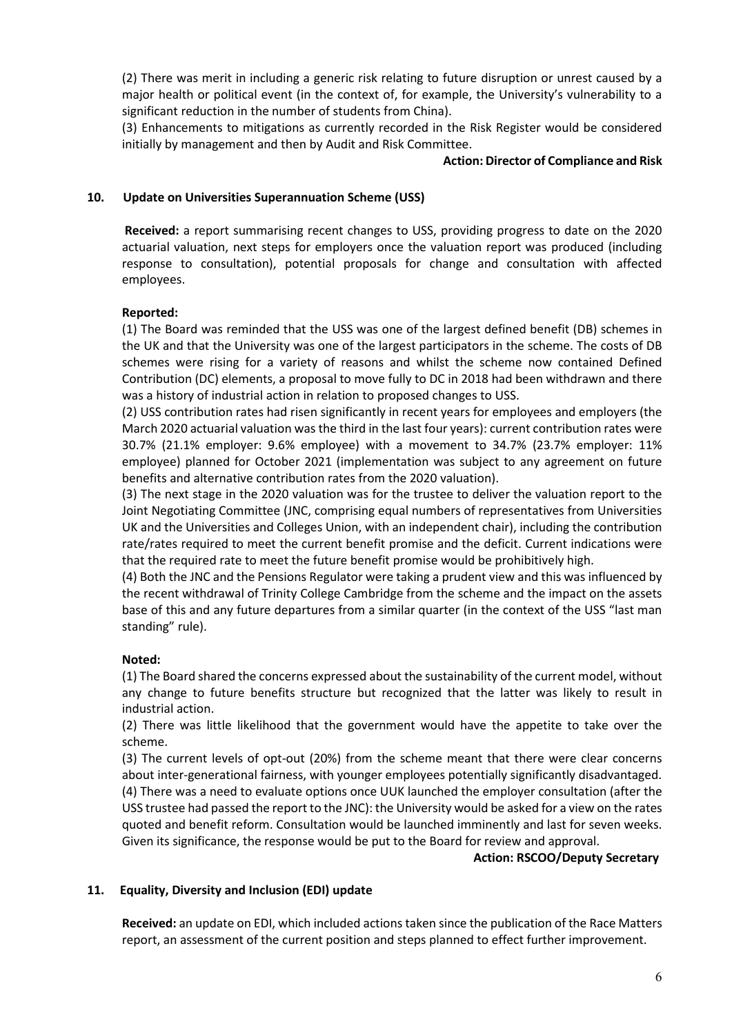(2) There was merit in including a generic risk relating to future disruption or unrest caused by a major health or political event (in the context of, for example, the University's vulnerability to a significant reduction in the number of students from China).

(3) Enhancements to mitigations as currently recorded in the Risk Register would be considered initially by management and then by Audit and Risk Committee.

**Action: Director of Compliance and Risk**

### 10. Update on Universities Superannuation Scheme (USS)

**Received:** a report summarising recent changes to USS, providing progress to date on the 2020 actuarial valuation, next steps for employers once the valuation report was produced (including response to consultation), potential proposals for change and consultation with affected employees.

**Reported:**

(1) The Board was reminded that the USS was one of the largest defined benefit (DB) schemes in the UK and that the University was one of the largest participators in the scheme. The costs of DB schemes were rising for a variety of reasons and whilst the scheme now contained Defined Contribution (DC) elements, a proposal to move fully to DC in 2018 had been withdrawn and there was a history of industrial action in relation to proposed changes to USS.

(2) USS contribution rates had risen significantly in recent years for employees and employers (the March 2020 actuarial valuation was the third in the last four years): current contribution rates were 30.7% (21.1% employer: 9.6% employee) with a movement to 34.7% (23.7% employer: 11% employee) planned for October 2021 (implementation was subject to any agreement on future benefits and alternative contribution rates from the 2020 valuation).

(3) The next stage in the 2020 valuation was for the trustee to deliver the valuation report to the Joint Negotiating Committee (JNC, comprising equal numbers of representatives from Universities UK and the Universities and Colleges Union, with an independent chair), including the contribution rate/rates required to meet the current benefit promise and the deficit. Current indications were that the required rate to meet the future benefit promise would be prohibitively high.

(4) Both the JNC and the Pensions Regulator were taking a prudent view and this was influenced by the recent withdrawal of Trinity College Cambridge from the scheme and the impact on the assets base of this and any future departures from a similar quarter (in the context of the USS "last man standing" rule).

**Noted:**

(1) The Board shared the concerns expressed about the sustainability of the current model, without any change to future benefits structure but recognized that the latter was likely to result in industrial action.

(2) There was little likelihood that the government would have the appetite to take over the scheme.

(3) The current levels of opt-out (20%) from the scheme meant that there were clear concerns about inter-generational fairness, with younger employees potentially significantly disadvantaged.

(4) There was a need to evaluate options once UUK launched the employer consultation (after the USS trustee had passed the report to the JNC): the University would be asked for a view on the rates quoted and benefit reform. Consultation would be launched imminently and last for seven weeks. Given its significance, the response would be put to the Board for review and approval.

**Action: RSCOO/Deputy Secretary**

### 11. Equality, Diversity and Inclusion (EDI) update

**Received:** an update on EDI, which included actions taken since the publication of the Race Matters report, an assessment of the current position and steps planned to effect further improvement.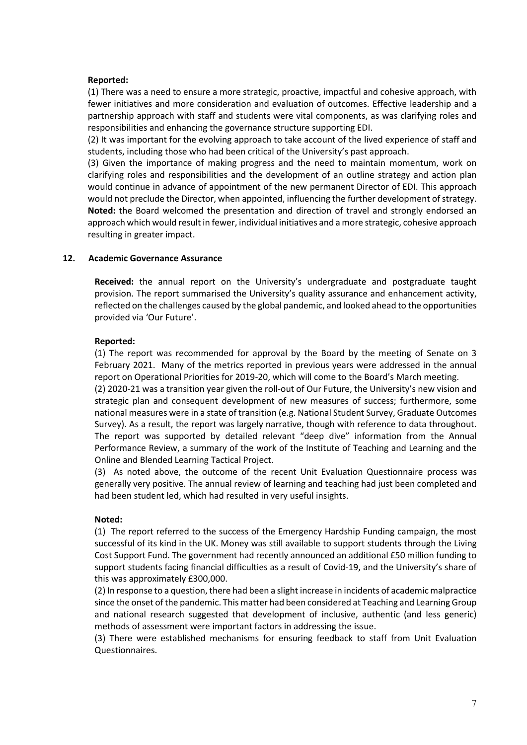**Reported:**

(1) There was a need to ensure a more strategic, proactive, impactful and cohesive approach, with fewer initiatives and more consideration and evaluation of outcomes. Effective leadership and a partnership approach with staff and students were vital components, as was clarifying roles and responsibilities and enhancing the governance structure supporting EDI.

(2) It was important for the evolving approach to take account of the lived experience of staff and students, including those who had been critical of the University's past approach.

(3) Given the importance of making progress and the need to maintain momentum, work on clarifying roles and responsibilities and the development of an outline strategy and action plan would continue in advance of appointment of the new permanent Director of EDI. This approach would not preclude the Director, when appointed, influencing the further development of strategy.

**Noted:** the Board welcomed the presentation and direction of travel and strongly endorsed an approach which would result in fewer, individual initiatives and a more strategic, cohesive approach resulting in greater impact.

## 12. Academic Governance Assurance

**Received:** the annual report on the University's undergraduate and postgraduate taught provision. The report summarised the University's quality assurance and enhancement activity, reflected on the challenges caused by the global pandemic, and looked ahead to the opportunities provided via 'Our Future'.

**Reported:**

(1) The report was recommended for approval by the Board by the meeting of Senate on 3 February 2021. Many of the metrics reported in previous years were addressed in the annual report on Operational Priorities for 2019-20, which will come to the Board's March meeting.

(2) 2020-21 was a transition year given the roll-out of Our Future, the University's new vision and strategic plan and consequent development of new measures of success; furthermore, some national measures were in a state of transition (e.g. National Student Survey, Graduate Outcomes Survey). As a result, the report was largely narrative, though with reference to data throughout. The report was supported by detailed relevant "deep dive" information from the Annual Performance Review, a summary of the work of the Institute of Teaching and Learning and the Online and Blended Learning Tactical Project.

(3) As noted above, the outcome of the recent Unit Evaluation Questionnaire process was generally very positive. The annual review of learning and teaching had just been completed and had been student led, which had resulted in very useful insights.

**Noted:**

(1) The report referred to the success of the Emergency Hardship Funding campaign, the most successful of its kind in the UK. Money was still available to support students through the Living Cost Support Fund. The government had recently announced an additional £50 million funding to support students facing financial difficulties as a result of Covid-19, and the University's share of this was approximately £300,000.

(2) In response to a question, there had been a slight increase in incidents of academic malpractice since the onset of the pandemic. This matter had been considered at Teaching and Learning Group and national research suggested that development of inclusive, authentic (and less generic) methods of assessment were important factors in addressing the issue.

(3) There were established mechanisms for ensuring feedback to staff from Unit Evaluation Questionnaires.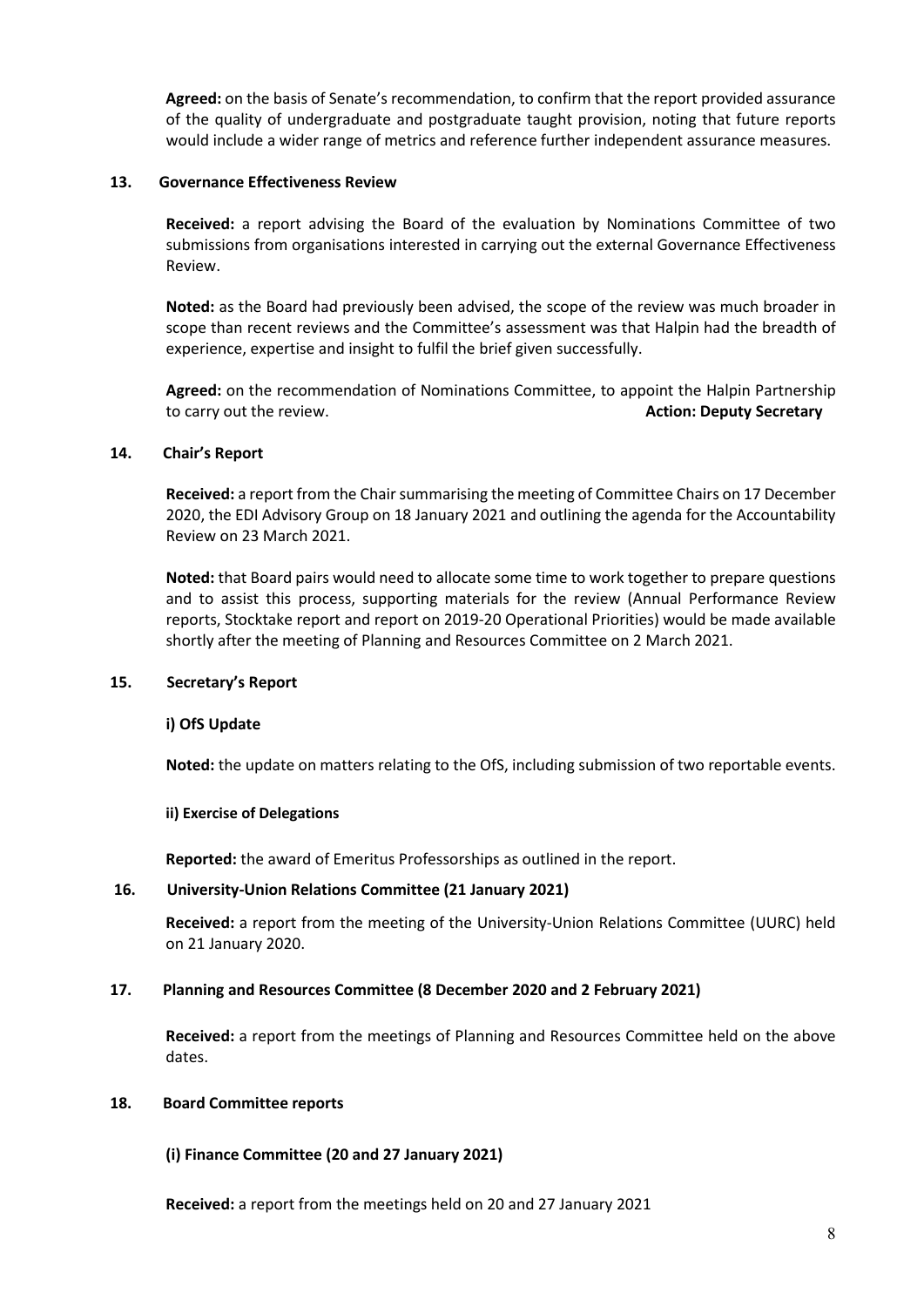**Agreed:** on the basis of Senate's recommendation, to confirm that the report provided assurance of the quality of undergraduate and postgraduate taught provision, noting that future reports would include a wider range of metrics and reference further independent assurance measures.

### 13. Governance Effectiveness Review

**Received:** a report advising the Board of the evaluation by Nominations Committee of two submissions from organisations interested in carrying out the external Governance Effectiveness Review.

**Noted:** as the Board had previously been advised, the scope of the review was much broader in scope than recent reviews and the Committee's assessment was that Halpin had the breadth of experience, expertise and insight to fulfil the brief given successfully.

**Agreed:** on the recommendation of Nominations Committee, to appoint the Halpin Partnership to carry out the review. **Action: Deputy Secretary**

### 14. Chair's Report

**Received:** a report from the Chair summarising the meeting of Committee Chairs on 17 December 2020, the EDI Advisory Group on 18 January 2021 and outlining the agenda for the Accountability Review on 23 March 2021.

**Noted:** that Board pairs would need to allocate some time to work together to prepare questions and to assist this process, supporting materials for the review (Annual Performance Review reports, Stocktake report and report on 2019-20 Operational Priorities) would be made available shortly after the meeting of Planning and Resources Committee on 2 March 2021.

### 15. Secretary's Report

**i) OfS Update**

**Noted:** the update on matters relating to the OfS, including submission of two reportable events.

**ii) Exercise of Delegations**

**Reported:** the award of Emeritus Professorships as outlined in the report.

### 16. University-Union Relations Committee (21 January 2021)

**Received:** a report from the meeting of the University-Union Relations Committee (UURC) held on 21 January 2020.

### 17. Planning and Resources Committee (8 December 2020 and 2 February 2021)

**Received:** a report from the meetings of Planning and Resources Committee held on the above dates.

### 18. Board Committee reports

**(i) Finance Committee (20 and 27 January 2021)**

**Received:** a report from the meetings held on 20 and 27 January 2021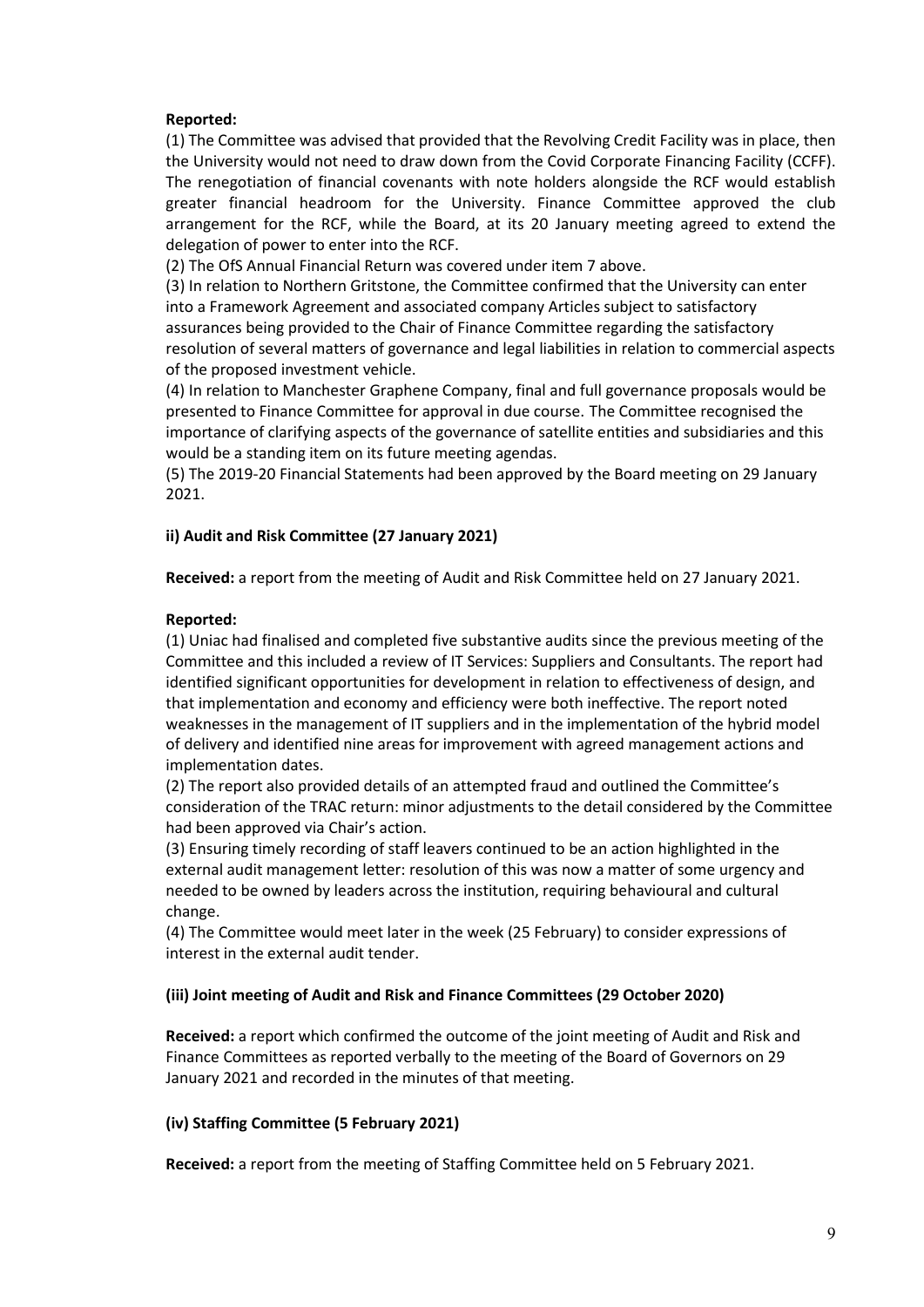**Reported:**

(1) The Committee was advised that provided that the Revolving Credit Facility was in place, then the University would not need to draw down from the Covid Corporate Financing Facility (CCFF). The renegotiation of financial covenants with note holders alongside the RCF would establish greater financial headroom for the University. Finance Committee approved the club arrangement for the RCF, while the Board, at its 20 January meeting agreed to extend the delegation of power to enter into the RCF.

(2) The OfS Annual Financial Return was covered under item 7 above.

(3) In relation to Northern Gritstone, the Committee confirmed that the University can enter into a Framework Agreement and associated company Articles subject to satisfactory assurances being provided to the Chair of Finance Committee regarding the satisfactory resolution of several matters of governance and legal liabilities in relation to commercial aspects of the proposed investment vehicle.

(4) In relation to Manchester Graphene Company, final and full governance proposals would be presented to Finance Committee for approval in due course. The Committee recognised the importance of clarifying aspects of the governance of satellite entities and subsidiaries and this would be a standing item on its future meeting agendas.

(5) The 2019-20 Financial Statements had been approved by the Board meeting on 29 January 2021.

**ii) Audit and Risk Committee (27 January 2021)**

**Received:** a report from the meeting of Audit and Risk Committee held on 27 January 2021.

**Reported:**

(1) Uniac had finalised and completed five substantive audits since the previous meeting of the Committee and this included a review of IT Services: Suppliers and Consultants. The report had identified significant opportunities for development in relation to effectiveness of design, and that implementation and economy and efficiency were both ineffective. The report noted weaknesses in the management of IT suppliers and in the implementation of the hybrid model of delivery and identified nine areas for improvement with agreed management actions and implementation dates.

(2) The report also provided details of an attempted fraud and outlined the Committee's consideration of the TRAC return: minor adjustments to the detail considered by the Committee had been approved via Chair's action.

(3) Ensuring timely recording of staff leavers continued to be an action highlighted in the external audit management letter: resolution of this was now a matter of some urgency and needed to be owned by leaders across the institution, requiring behavioural and cultural change.

(4) The Committee would meet later in the week (25 February) to consider expressions of interest in the external audit tender.

**(iii) Joint meeting of Audit and Risk and Finance Committees (29 October 2020)**

**Received:** a report which confirmed the outcome of the joint meeting of Audit and Risk and Finance Committees as reported verbally to the meeting of the Board of Governors on 29 January 2021 and recorded in the minutes of that meeting.

**(iv) Staffing Committee (5 February 2021)**

**Received:** a report from the meeting of Staffing Committee held on 5 February 2021.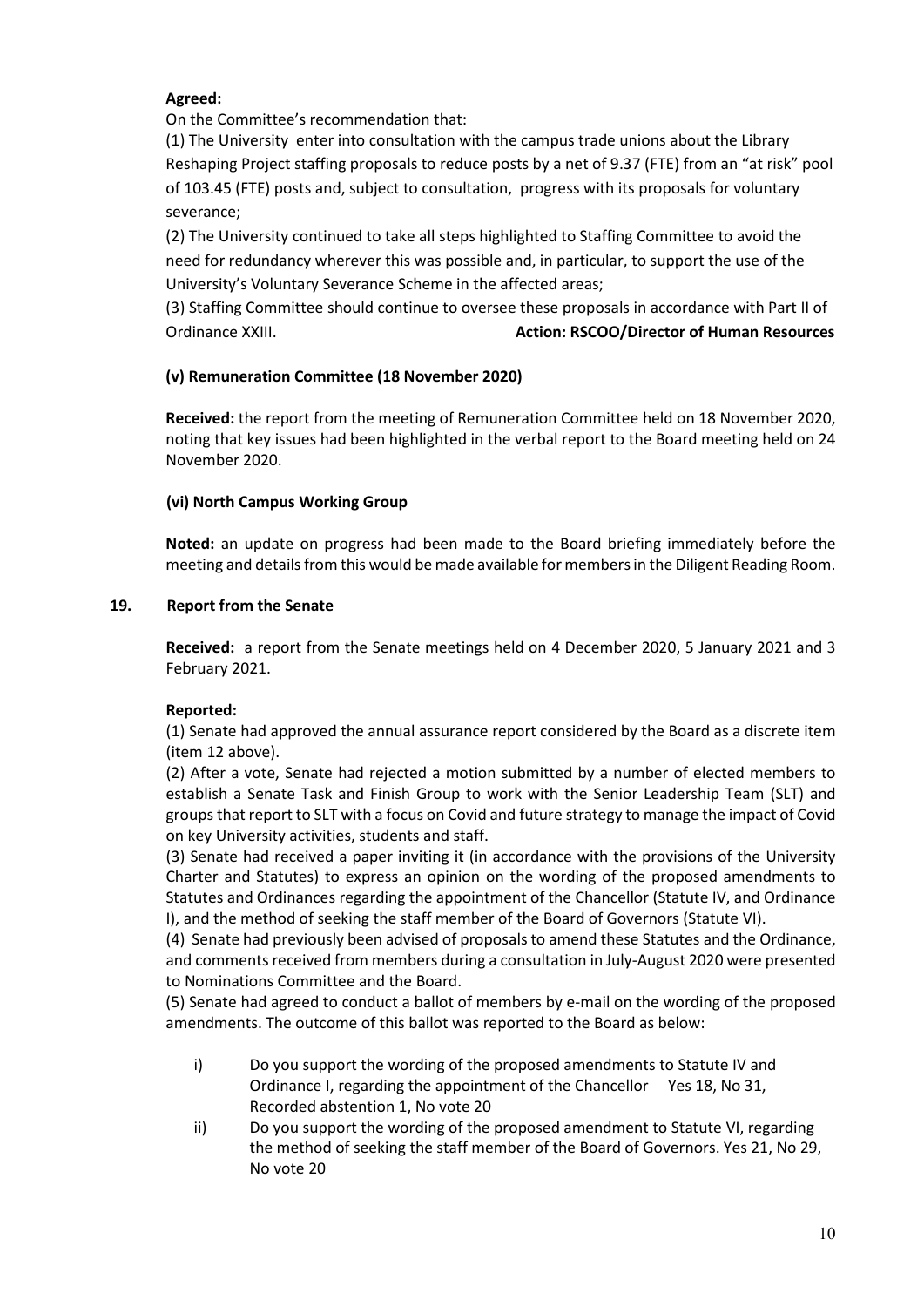**Agreed:**

On the Committee's recommendation that:

(1) The University enter into consultation with the campus trade unions about the Library Reshaping Project staffing proposals to reduce posts by a net of 9.37 (FTE) from an "at risk" pool of 103.45 (FTE) posts and, subject to consultation, progress with its proposals for voluntary severance;

(2) The University continued to take all steps highlighted to Staffing Committee to avoid the need for redundancy wherever this was possible and, in particular, to support the use of the University's Voluntary Severance Scheme in the affected areas;

(3) Staffing Committee should continue to oversee these proposals in accordance with Part II of Ordinance XXIII. **Action: RSCOO/Director of Human Resources**

### (v) Remuneration Committee (18 November 2020)

**Received:** the report from the meeting of Remuneration Committee held on 18 November 2020, noting that key issues had been highlighted in the verbal report to the Board meeting held on 24 November 2020.

### (vi) North Campus Working Group

**Noted:** an update on progress had been made to the Board briefing immediately before the meeting and details from this would be made available for members in the Diligent Reading Room.

## 19. Report from the Senate

**Received:** a report from the Senate meetings held on 4 December 2020, 5 January 2021 and 3 February 2021.

**Reported:**

(1) Senate had approved the annual assurance report considered by the Board as a discrete item (item 12 above).

(2) After a vote, Senate had rejected a motion submitted by a number of elected members to establish a Senate Task and Finish Group to work with the Senior Leadership Team (SLT) and groups that report to SLT with a focus on Covid and future strategy to manage the impact of Covid on key University activities, students and staff.

(3) Senate had received a paper inviting it (in accordance with the provisions of the University Charter and Statutes) to express an opinion on the wording of the proposed amendments to Statutes and Ordinances regarding the appointment of the Chancellor (Statute IV, and Ordinance I), and the method of seeking the staff member of the Board of Governors (Statute VI).

(4) Senate had previously been advised of proposals to amend these Statutes and the Ordinance, and comments received from members during a consultation in July-August 2020 were presented to Nominations Committee and the Board.

(5) Senate had agreed to conduct a ballot of members by e-mail on the wording of the proposed amendments. The outcome of this ballot was reported to the Board as below:

i) Do you support the wording of the proposed amendments to Statute IV and Ordinance I, regarding the appointment of the Chancellor Yes 18, No 31, Recorded abstention 1, No vote 20

ii) Do you support the wording of the proposed amendment to Statute VI, regarding the method of seeking the staff member of the Board of Governors. Yes 21, No 29, No vote 20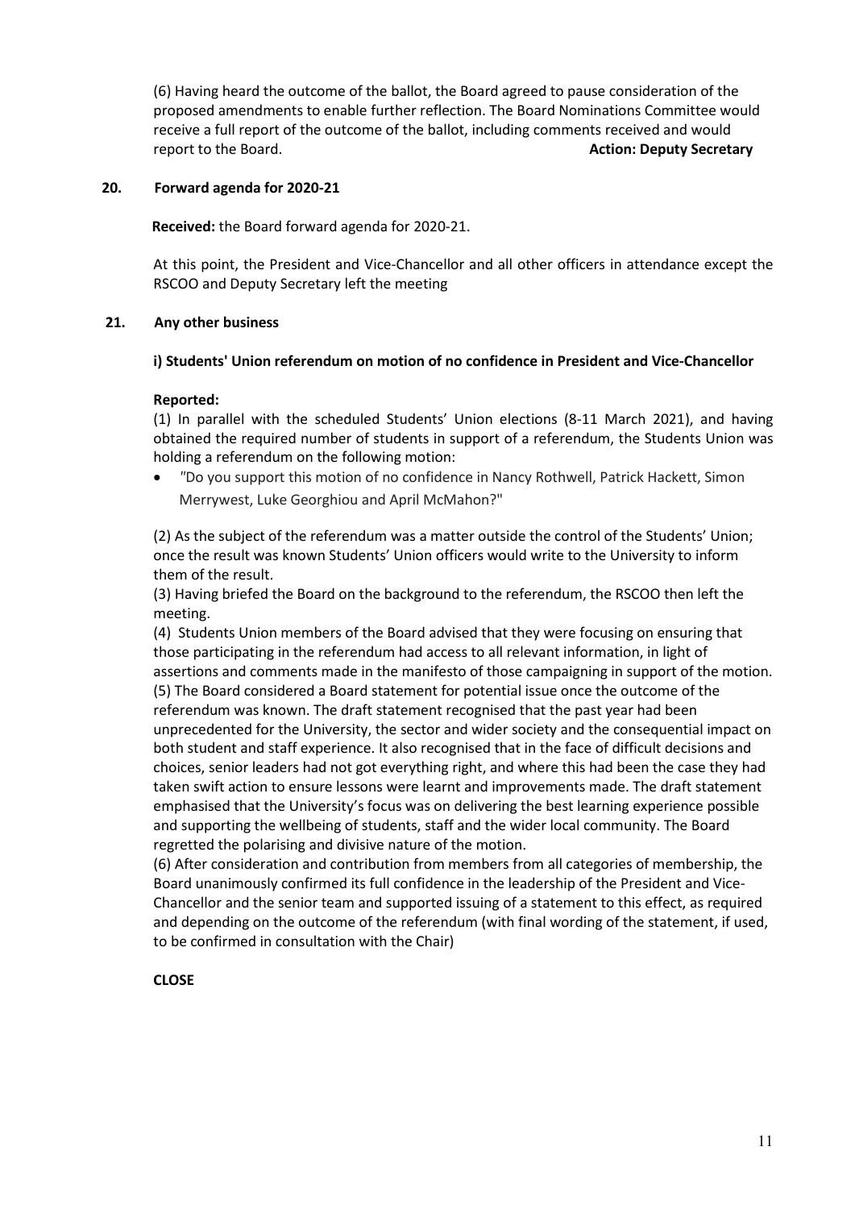(6) Having heard the outcome of the ballot, the Board agreed to pause consideration of the proposed amendments to enable further reflection. The Board Nominations Committee would receive a full report of the outcome of the ballot, including comments received and would report to the Board. **Action: Deputy Secretary**

## 20. Forward agenda for 2020-21

**Received:** the Board forward agenda for 2020-21.

At this point, the President and Vice-Chancellor and all other officers in attendance except the RSCOO and Deputy Secretary left the meeting

## 21. Any other business

### i) Students' Union referendum on motion of no confidence in President and Vice-Chancellor

**Reported:**

(1) In parallel with the scheduled Students' Union elections (8-11 March 2021), and having obtained the required number of students in support of a referendum, the Students Union was holding a referendum on the following motion:

- "Do you support this motion of no confidence in Nancy Rothwell, Patrick Hackett, Simon Merrywest, Luke Georghiou and April McMahon?"

(2) As the subject of the referendum was a matter outside the control of the Students' Union; once the result was known Students' Union officers would write to the University to inform them of the result.

(3) Having briefed the Board on the background to the referendum, the RSCOO then left the meeting.

(4) Students Union members of the Board advised that they were focusing on ensuring that those participating in the referendum had access to all relevant information, in light of assertions and comments made in the manifesto of those campaigning in support of the motion.

(5) The Board considered a Board statement for potential issue once the outcome of the referendum was known. The draft statement recognised that the past year had been unprecedented for the University, the sector and wider society and the consequential impact on both student and staff experience. It also recognised that in the face of difficult decisions and choices, senior leaders had not got everything right, and where this had been the case they had taken swift action to ensure lessons were learnt and improvements made. The draft statement emphasised that the University's focus was on delivering the best learning experience possible and supporting the wellbeing of students, staff and the wider local community. The Board regretted the polarising and divisive nature of the motion.

(6) After consideration and contribution from members from all categories of membership, the Board unanimously confirmed its full confidence in the leadership of the President and Vice-Chancellor and the senior team and supported issuing of a statement to this effect, as required and depending on the outcome of the referendum (with final wording of the statement, if used, to be confirmed in consultation with the Chair)

**CLOSE**